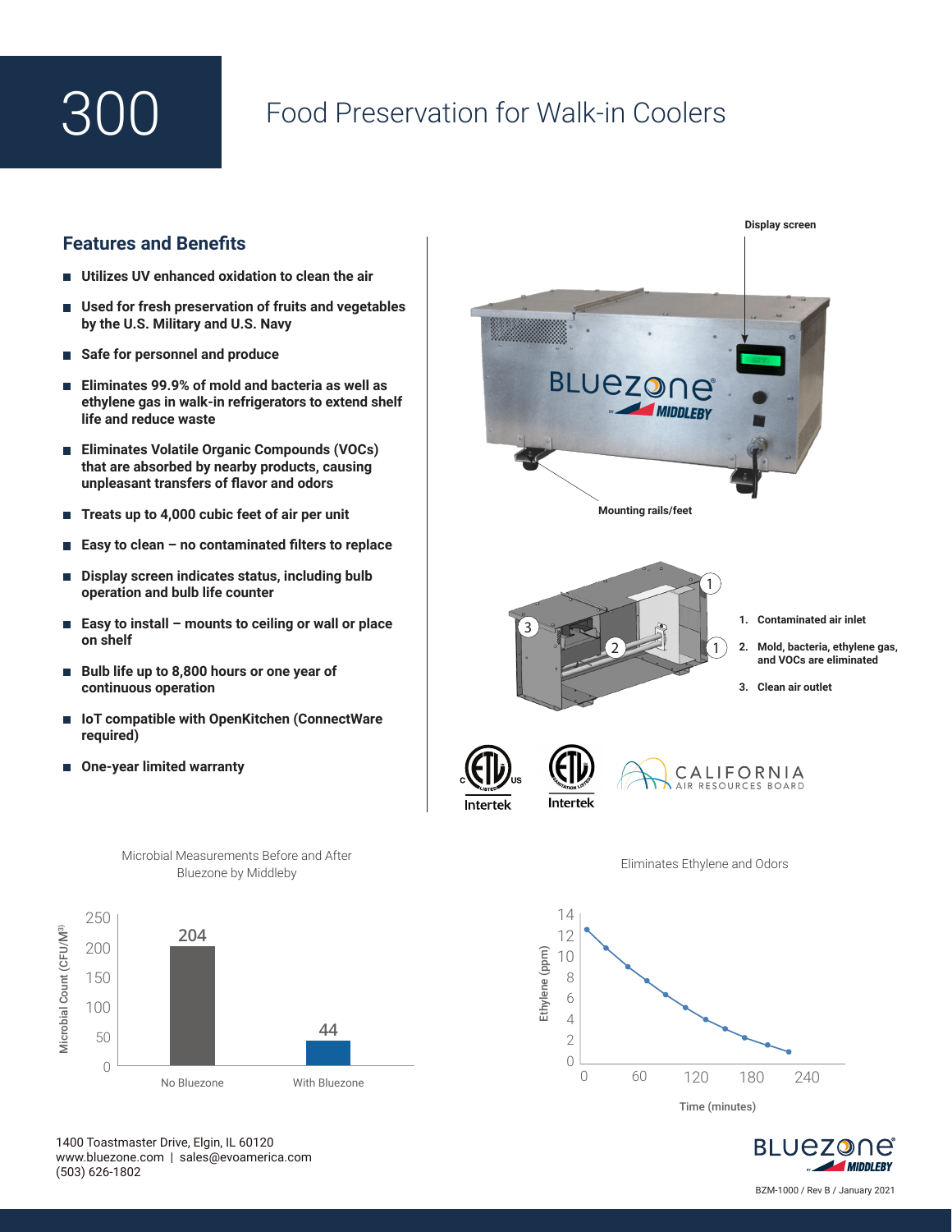# 300

## Food Preservation for Walk-in Coolers

### Features and Benefits

- **Utilizes UV enhanced oxidation to clean the air**
- **Used for fresh preservation of fruits and vegetables by the U.S. Military and U.S. Navy**
- **Safe for personnel and produce**
- **Eliminates 99.9% of mold and bacteria as well as ethylene gas in walk-in refrigerators to extend shelf life and reduce waste**
- **Eliminates Volatile Organic Compounds (VOCs) that are absorbed by nearby products, causing unpleasant transfers of flavor and odors**
- **Treats up to 4,000 cubic feet of air per unit**
- **Easy to clean – no contaminated filters to replace**
- **Display screen indicates status, including bulb operation and bulb life counter**
- **Easy to install – mounts to ceiling or wall or place on shelf**
- **Bulb life up to 8,800 hours or one year of continuous operation**
- **IoT compatible with OpenKitchen (ConnectWare required)**
- **One-year limited warranty**

Display screen

Mounting rails/feet

1. **Contaminated air inlet**
2. **Mold, bacteria, ethylene gas, and VOCs are eliminated**
3. **Clean air outlet**

Intertek | Intertek | CALIFORNIA AIR RESOURCES BOARD

Microbial Measurements Before and After Bluezone by Middleby

| | Microbial Count (CFU/M³) |
|---|---|
| No Bluezone | 204 |
| With Bluezone | 44 |

Eliminates Ethylene and Odors

Ethylene (ppm) vs. Time (minutes)

1400 Toastmaster Drive, Elgin, IL 60120
www.bluezone.com | sales@evoamerica.com
(503) 626-1802

BZM-1000 / Rev B / January 2021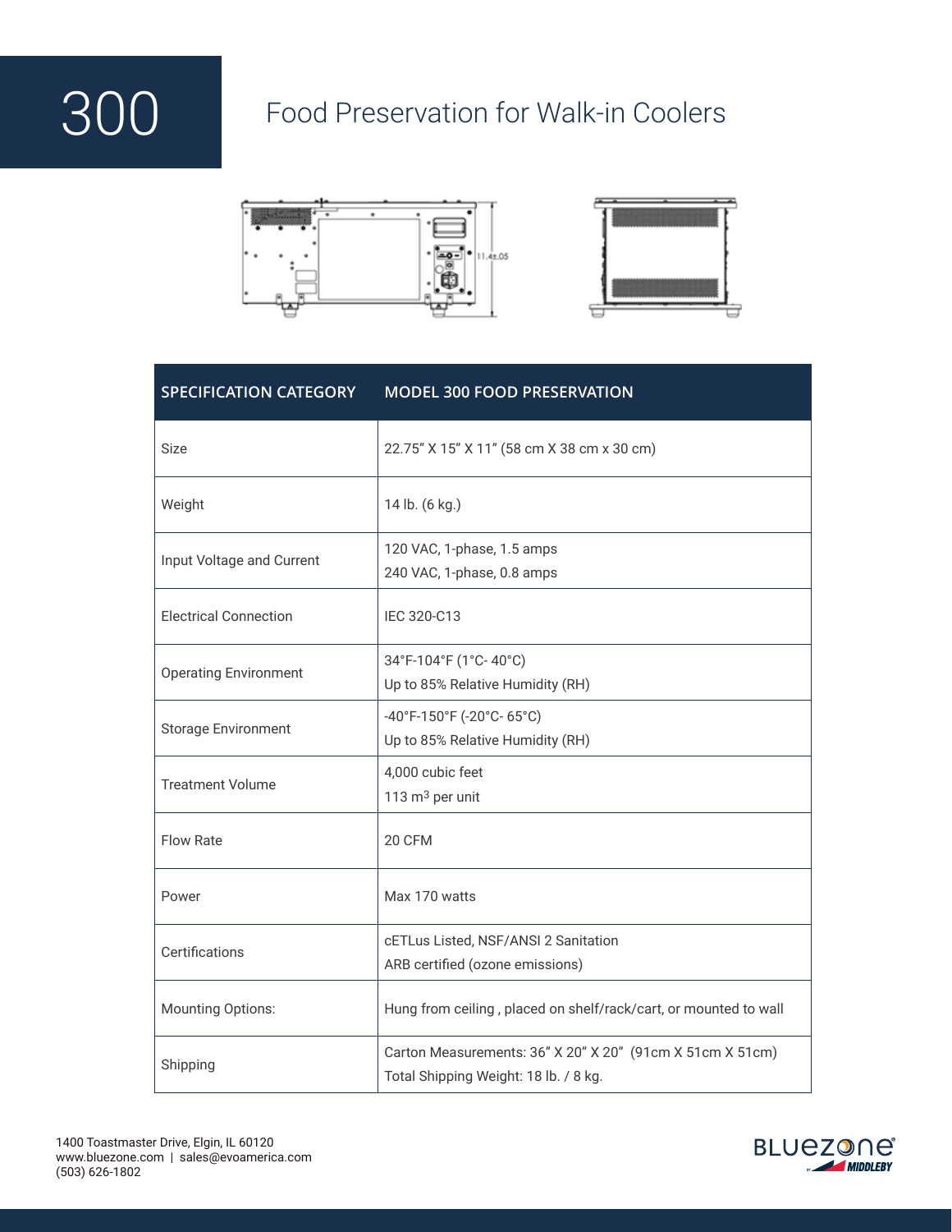# 300

## Food Preservation for Walk-in Coolers

| SPECIFICATION CATEGORY | MODEL 300 FOOD PRESERVATION |
|---|---|
| Size | 22.75” X 15” X 11” (58 cm X 38 cm x 30 cm) |
| Weight | 14 lb. (6 kg.) |
| Input Voltage and Current | 120 VAC, 1-phase, 1.5 amps<br>240 VAC, 1-phase, 0.8 amps |
| Electrical Connection | IEC 320-C13 |
| Operating Environment | 34°F-104°F (1°C- 40°C)<br>Up to 85% Relative Humidity (RH) |
| Storage Environment | -40°F-150°F (-20°C- 65°C)<br>Up to 85% Relative Humidity (RH) |
| Treatment Volume | 4,000 cubic feet<br>113 $m^3$ per unit |
| Flow Rate | 20 CFM |
| Power | Max 170 watts |
| Certifications | cETLus Listed, NSF/ANSI 2 Sanitation<br>ARB certified (ozone emissions) |
| Mounting Options: | Hung from ceiling , placed on shelf/rack/cart, or mounted to wall |
| Shipping | Carton Measurements: 36” X 20” X 20” (91cm X 51cm X 51cm)<br>Total Shipping Weight: 18 lb. / 8 kg. |

1400 Toastmaster Drive, Elgin, IL 60120
www.bluezone.com | sales@evoamerica.com
(503) 626-1802

BLUEZONE® by MIDDLEBY